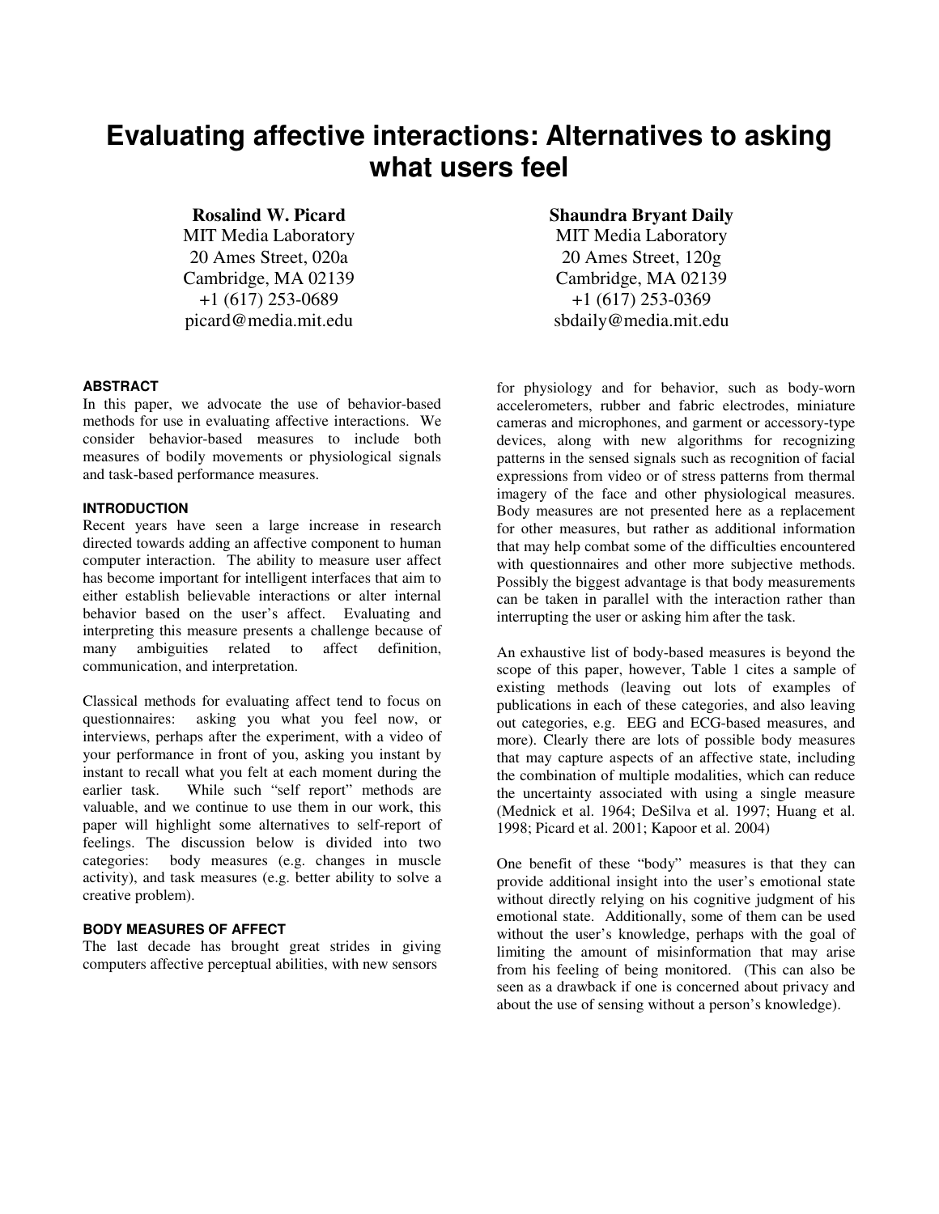# Evaluating affective interactions: Alternatives to asking what users feel

**Rosalind W. Picard**
MIT Media Laboratory
20 Ames Street, 020a
Cambridge, MA 02139
+1 (617) 253-0689
picard@media.mit.edu

**Shaundra Bryant Daily**
MIT Media Laboratory
20 Ames Street, 120g
Cambridge, MA 02139
+1 (617) 253-0369
sbdaily@media.mit.edu

## ABSTRACT

In this paper, we advocate the use of behavior-based methods for use in evaluating affective interactions. We consider behavior-based measures to include both measures of bodily movements or physiological signals and task-based performance measures.

## INTRODUCTION

Recent years have seen a large increase in research directed towards adding an affective component to human computer interaction. The ability to measure user affect has become important for intelligent interfaces that aim to either establish believable interactions or alter internal behavior based on the user's affect. Evaluating and interpreting this measure presents a challenge because of many ambiguities related to affect definition, communication, and interpretation.

Classical methods for evaluating affect tend to focus on questionnaires: asking you what you feel now, or interviews, perhaps after the experiment, with a video of your performance in front of you, asking you instant by instant to recall what you felt at each moment during the earlier task. While such "self report" methods are valuable, and we continue to use them in our work, this paper will highlight some alternatives to self-report of feelings. The discussion below is divided into two categories: body measures (e.g. changes in muscle activity), and task measures (e.g. better ability to solve a creative problem).

## BODY MEASURES OF AFFECT

The last decade has brought great strides in giving computers affective perceptual abilities, with new sensors for physiology and for behavior, such as body-worn accelerometers, rubber and fabric electrodes, miniature cameras and microphones, and garment or accessory-type devices, along with new algorithms for recognizing patterns in the sensed signals such as recognition of facial expressions from video or of stress patterns from thermal imagery of the face and other physiological measures. Body measures are not presented here as a replacement for other measures, but rather as additional information that may help combat some of the difficulties encountered with questionnaires and other more subjective methods. Possibly the biggest advantage is that body measurements can be taken in parallel with the interaction rather than interrupting the user or asking him after the task.

An exhaustive list of body-based measures is beyond the scope of this paper, however, Table 1 cites a sample of existing methods (leaving out lots of examples of publications in each of these categories, and also leaving out categories, e.g. EEG and ECG-based measures, and more). Clearly there are lots of possible body measures that may capture aspects of an affective state, including the combination of multiple modalities, which can reduce the uncertainty associated with using a single measure (Mednick et al. 1964; DeSilva et al. 1997; Huang et al. 1998; Picard et al. 2001; Kapoor et al. 2004)

One benefit of these "body" measures is that they can provide additional insight into the user's emotional state without directly relying on his cognitive judgment of his emotional state. Additionally, some of them can be used without the user's knowledge, perhaps with the goal of limiting the amount of misinformation that may arise from his feeling of being monitored. (This can also be seen as a drawback if one is concerned about privacy and about the use of sensing without a person's knowledge).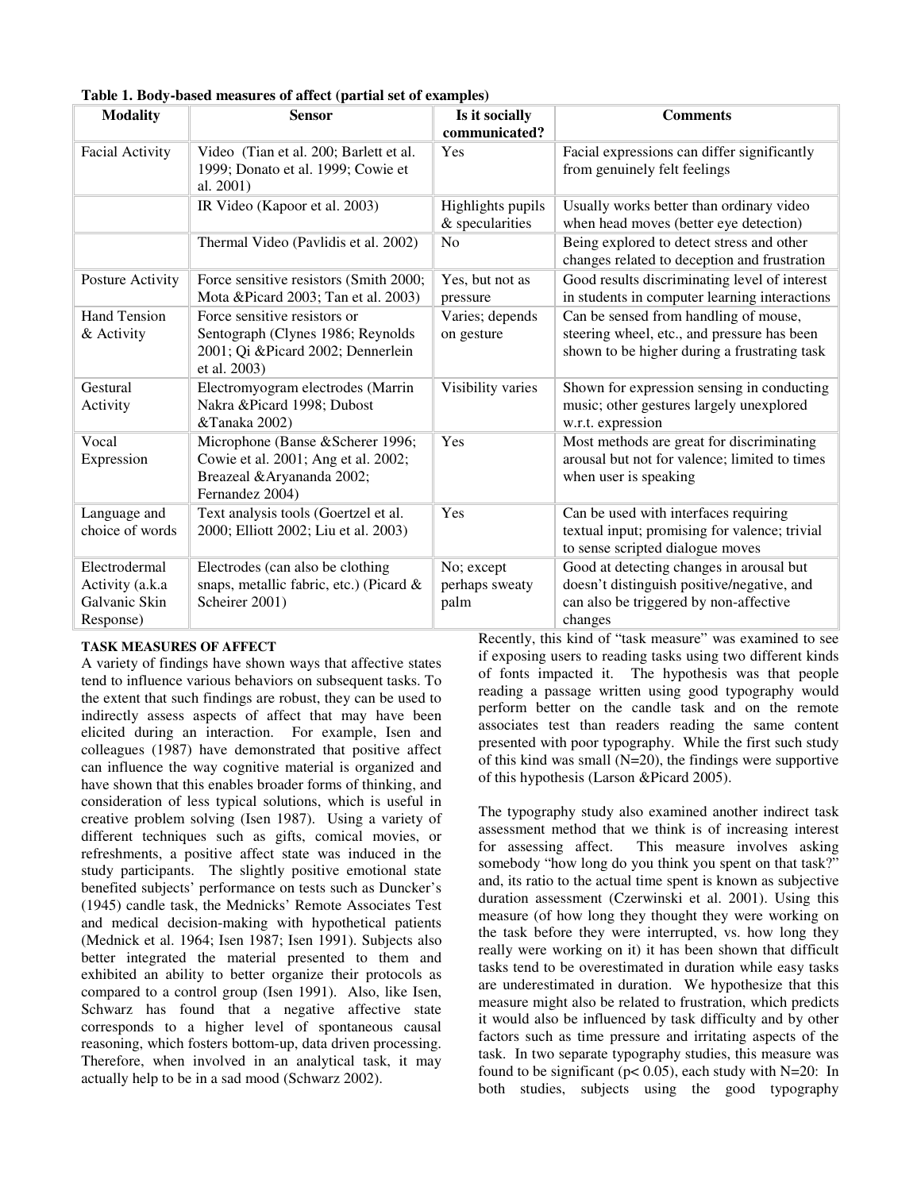**Table 1. Body-based measures of affect (partial set of examples)**

| Modality | Sensor | Is it socially communicated? | Comments |
|---|---|---|---|
| Facial Activity | Video (Tian et al. 200; Barlett et al. 1999; Donato et al. 1999; Cowie et al. 2001) | Yes | Facial expressions can differ significantly from genuinely felt feelings |
| | IR Video (Kapoor et al. 2003) | Highlights pupils & specularities | Usually works better than ordinary video when head moves (better eye detection) |
| | Thermal Video (Pavlidis et al. 2002) | No | Being explored to detect stress and other changes related to deception and frustration |
| Posture Activity | Force sensitive resistors (Smith 2000; Mota &Picard 2003; Tan et al. 2003) | Yes, but not as pressure | Good results discriminating level of interest in students in computer learning interactions |
| Hand Tension & Activity | Force sensitive resistors or Sentograph (Clynes 1986; Reynolds 2001; Qi &Picard 2002; Dennerlein et al. 2003) | Varies; depends on gesture | Can be sensed from handling of mouse, steering wheel, etc., and pressure has been shown to be higher during a frustrating task |
| Gestural Activity | Electromyogram electrodes (Marrin Nakra &Picard 1998; Dubost &Tanaka 2002) | Visibility varies | Shown for expression sensing in conducting music; other gestures largely unexplored w.r.t. expression |
| Vocal Expression | Microphone (Banse &Scherer 1996; Cowie et al. 2001; Ang et al. 2002; Breazeal &Aryananda 2002; Fernandez 2004) | Yes | Most methods are great for discriminating arousal but not for valence; limited to times when user is speaking |
| Language and choice of words | Text analysis tools (Goertzel et al. 2000; Elliott 2002; Liu et al. 2003) | Yes | Can be used with interfaces requiring textual input; promising for valence; trivial to sense scripted dialogue moves |
| Electrodermal Activity (a.k.a Galvanic Skin Response) | Electrodes (can also be clothing snaps, metallic fabric, etc.) (Picard & Scheirer 2001) | No; except perhaps sweaty palm | Good at detecting changes in arousal but doesn't distinguish positive/negative, and can also be triggered by non-affective changes |

**TASK MEASURES OF AFFECT**

A variety of findings have shown ways that affective states tend to influence various behaviors on subsequent tasks. To the extent that such findings are robust, they can be used to indirectly assess aspects of affect that may have been elicited during an interaction. For example, Isen and colleagues (1987) have demonstrated that positive affect can influence the way cognitive material is organized and have shown that this enables broader forms of thinking, and consideration of less typical solutions, which is useful in creative problem solving (Isen 1987). Using a variety of different techniques such as gifts, comical movies, or refreshments, a positive affect state was induced in the study participants. The slightly positive emotional state benefited subjects' performance on tests such as Duncker's (1945) candle task, the Mednicks' Remote Associates Test and medical decision-making with hypothetical patients (Mednick et al. 1964; Isen 1987; Isen 1991). Subjects also better integrated the material presented to them and exhibited an ability to better organize their protocols as compared to a control group (Isen 1991). Also, like Isen, Schwarz has found that a negative affective state corresponds to a higher level of spontaneous causal reasoning, which fosters bottom-up, data driven processing. Therefore, when involved in an analytical task, it may actually help to be in a sad mood (Schwarz 2002).

Recently, this kind of "task measure" was examined to see if exposing users to reading tasks using two different kinds of fonts impacted it. The hypothesis was that people reading a passage written using good typography would perform better on the candle task and on the remote associates test than readers reading the same content presented with poor typography. While the first such study of this kind was small (N=20), the findings were supportive of this hypothesis (Larson &Picard 2005).

The typography study also examined another indirect task assessment method that we think is of increasing interest for assessing affect. This measure involves asking somebody "how long do you think you spent on that task?" and, its ratio to the actual time spent is known as subjective duration assessment (Czerwinski et al. 2001). Using this measure (of how long they thought they were working on the task before they were interrupted, vs. how long they really were working on it) it has been shown that difficult tasks tend to be overestimated in duration while easy tasks are underestimated in duration. We hypothesize that this measure might also be related to frustration, which predicts it would also be influenced by task difficulty and by other factors such as time pressure and irritating aspects of the task. In two separate typography studies, this measure was found to be significant ($p < 0.05$), each study with N=20: In both studies, subjects using the good typography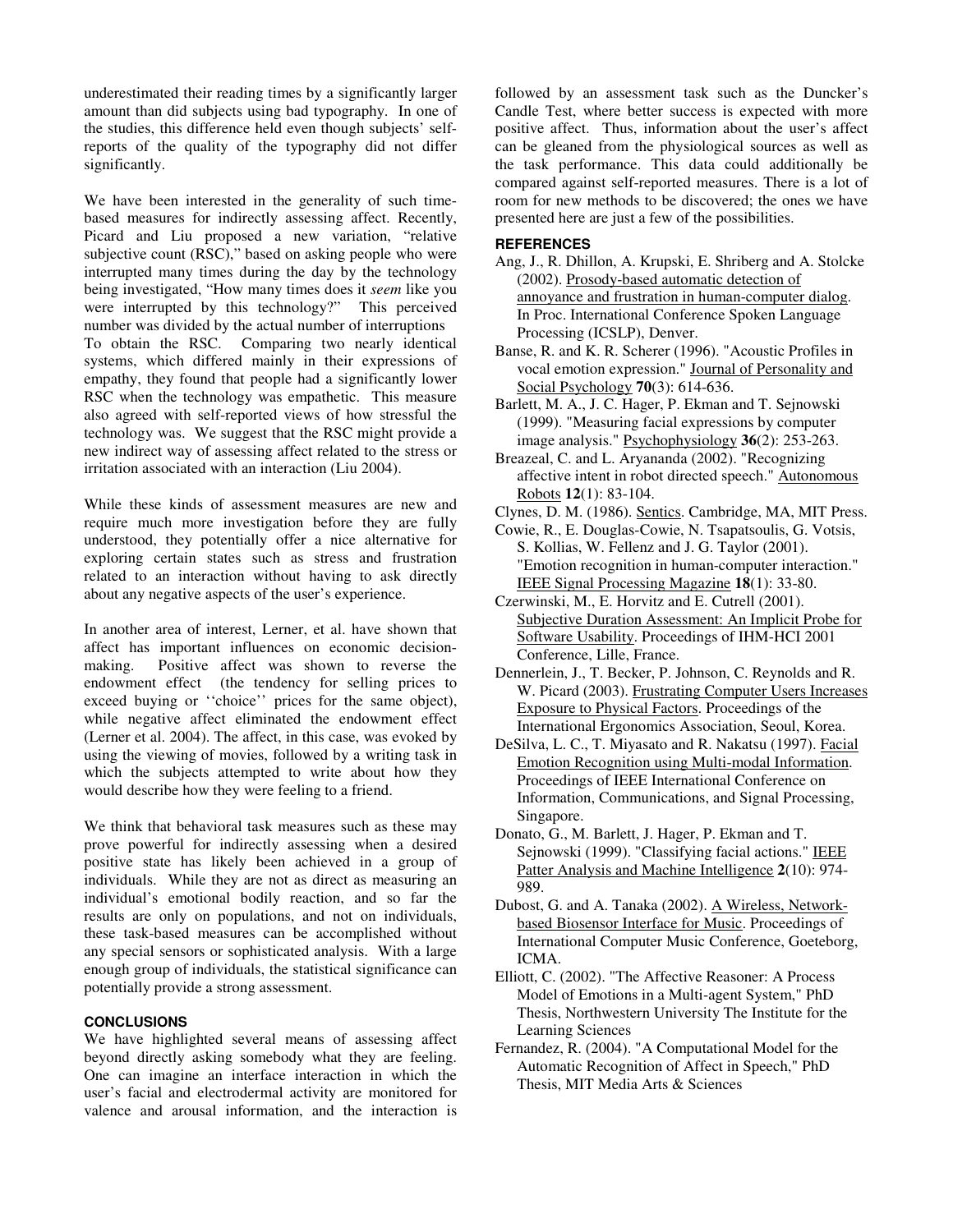underestimated their reading times by a significantly larger amount than did subjects using bad typography. In one of the studies, this difference held even though subjects' self-reports of the quality of the typography did not differ significantly.

We have been interested in the generality of such time-based measures for indirectly assessing affect. Recently, Picard and Liu proposed a new variation, "relative subjective count (RSC)," based on asking people who were interrupted many times during the day by the technology being investigated, "How many times does it *seem* like you were interrupted by this technology?" This perceived number was divided by the actual number of interruptions To obtain the RSC. Comparing two nearly identical systems, which differed mainly in their expressions of empathy, they found that people had a significantly lower RSC when the technology was empathetic. This measure also agreed with self-reported views of how stressful the technology was. We suggest that the RSC might provide a new indirect way of assessing affect related to the stress or irritation associated with an interaction (Liu 2004).

While these kinds of assessment measures are new and require much more investigation before they are fully understood, they potentially offer a nice alternative for exploring certain states such as stress and frustration related to an interaction without having to ask directly about any negative aspects of the user's experience.

In another area of interest, Lerner, et al. have shown that affect has important influences on economic decision-making. Positive affect was shown to reverse the endowment effect (the tendency for selling prices to exceed buying or ''choice'' prices for the same object), while negative affect eliminated the endowment effect (Lerner et al. 2004). The affect, in this case, was evoked by using the viewing of movies, followed by a writing task in which the subjects attempted to write about how they would describe how they were feeling to a friend.

We think that behavioral task measures such as these may prove powerful for indirectly assessing when a desired positive state has likely been achieved in a group of individuals. While they are not as direct as measuring an individual's emotional bodily reaction, and so far the results are only on populations, and not on individuals, these task-based measures can be accomplished without any special sensors or sophisticated analysis. With a large enough group of individuals, the statistical significance can potentially provide a strong assessment.

## CONCLUSIONS

We have highlighted several means of assessing affect beyond directly asking somebody what they are feeling. One can imagine an interface interaction in which the user's facial and electrodermal activity are monitored for valence and arousal information, and the interaction is followed by an assessment task such as the Duncker's Candle Test, where better success is expected with more positive affect. Thus, information about the user's affect can be gleaned from the physiological sources as well as the task performance. This data could additionally be compared against self-reported measures. There is a lot of room for new methods to be discovered; the ones we have presented here are just a few of the possibilities.

## REFERENCES

Ang, J., R. Dhillon, A. Krupski, E. Shriberg and A. Stolcke (2002). Prosody-based automatic detection of annoyance and frustration in human-computer dialog. In Proc. International Conference Spoken Language Processing (ICSLP), Denver.

Banse, R. and K. R. Scherer (1996). "Acoustic Profiles in vocal emotion expression." Journal of Personality and Social Psychology **70**(3): 614-636.

Barlett, M. A., J. C. Hager, P. Ekman and T. Sejnowski (1999). "Measuring facial expressions by computer image analysis." Psychophysiology **36**(2): 253-263.

Breazeal, C. and L. Aryananda (2002). "Recognizing affective intent in robot directed speech." Autonomous Robots **12**(1): 83-104.

Clynes, D. M. (1986). Sentics. Cambridge, MA, MIT Press.

Cowie, R., E. Douglas-Cowie, N. Tsapatsoulis, G. Votsis, S. Kollias, W. Fellenz and J. G. Taylor (2001). "Emotion recognition in human-computer interaction." IEEE Signal Processing Magazine **18**(1): 33-80.

Czerwinski, M., E. Horvitz and E. Cutrell (2001). Subjective Duration Assessment: An Implicit Probe for Software Usability. Proceedings of IHM-HCI 2001 Conference, Lille, France.

Dennerlein, J., T. Becker, P. Johnson, C. Reynolds and R. W. Picard (2003). Frustrating Computer Users Increases Exposure to Physical Factors. Proceedings of the International Ergonomics Association, Seoul, Korea.

DeSilva, L. C., T. Miyasato and R. Nakatsu (1997). Facial Emotion Recognition using Multi-modal Information. Proceedings of IEEE International Conference on Information, Communications, and Signal Processing, Singapore.

Donato, G., M. Barlett, J. Hager, P. Ekman and T. Sejnowski (1999). "Classifying facial actions." IEEE Patter Analysis and Machine Intelligence **2**(10): 974-989.

Dubost, G. and A. Tanaka (2002). A Wireless, Network-based Biosensor Interface for Music. Proceedings of International Computer Music Conference, Goeteborg, ICMA.

Elliott, C. (2002). "The Affective Reasoner: A Process Model of Emotions in a Multi-agent System," PhD Thesis, Northwestern University The Institute for the Learning Sciences

Fernandez, R. (2004). "A Computational Model for the Automatic Recognition of Affect in Speech," PhD Thesis, MIT Media Arts & Sciences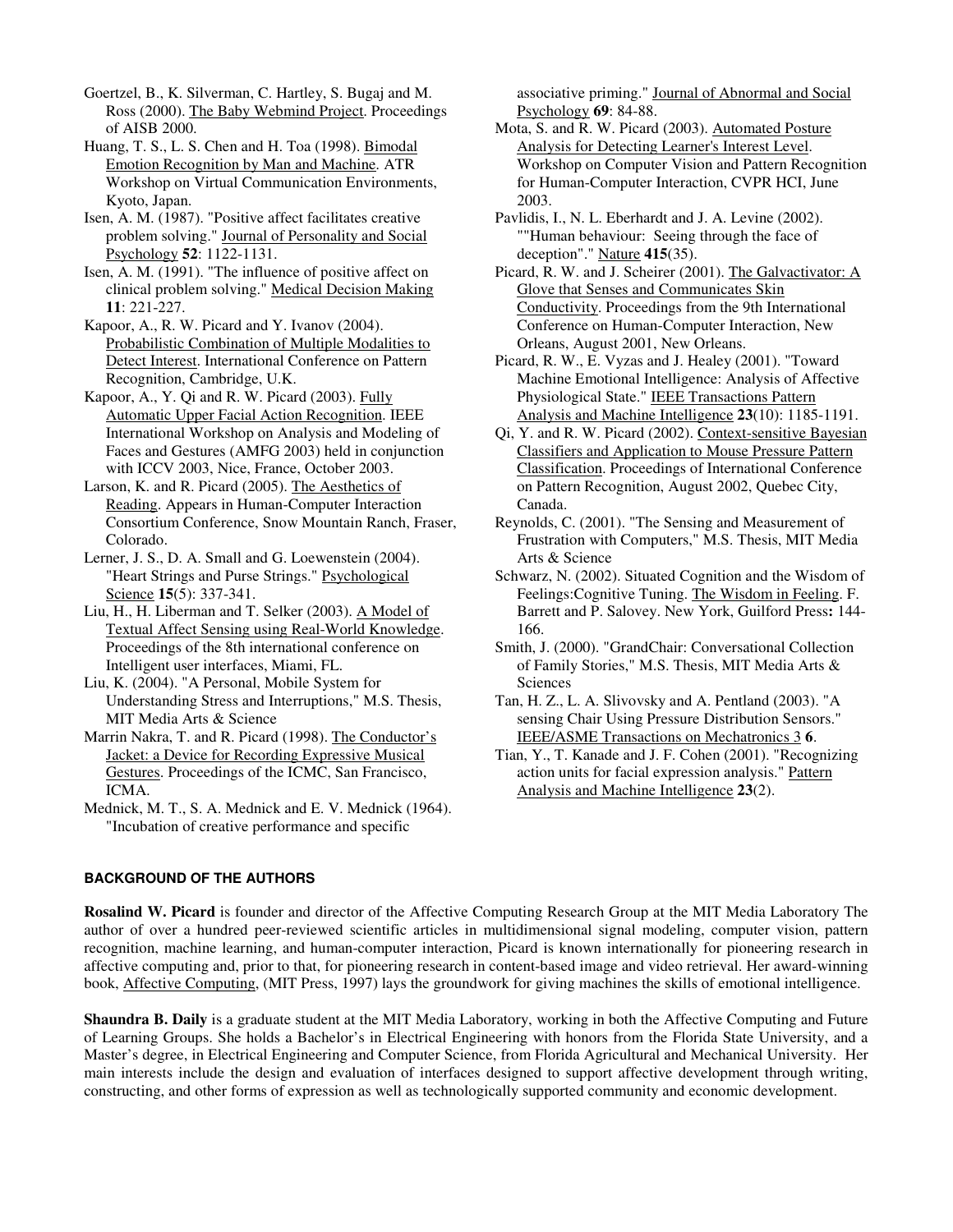Goertzel, B., K. Silverman, C. Hartley, S. Bugaj and M. Ross (2000). The Baby Webmind Project. Proceedings of AISB 2000.

Huang, T. S., L. S. Chen and H. Toa (1998). Bimodal Emotion Recognition by Man and Machine. ATR Workshop on Virtual Communication Environments, Kyoto, Japan.

Isen, A. M. (1987). "Positive affect facilitates creative problem solving." Journal of Personality and Social Psychology **52**: 1122-1131.

Isen, A. M. (1991). "The influence of positive affect on clinical problem solving." Medical Decision Making **11**: 221-227.

Kapoor, A., R. W. Picard and Y. Ivanov (2004). Probabilistic Combination of Multiple Modalities to Detect Interest. International Conference on Pattern Recognition, Cambridge, U.K.

Kapoor, A., Y. Qi and R. W. Picard (2003). Fully Automatic Upper Facial Action Recognition. IEEE International Workshop on Analysis and Modeling of Faces and Gestures (AMFG 2003) held in conjunction with ICCV 2003, Nice, France, October 2003.

Larson, K. and R. Picard (2005). The Aesthetics of Reading. Appears in Human-Computer Interaction Consortium Conference, Snow Mountain Ranch, Fraser, Colorado.

Lerner, J. S., D. A. Small and G. Loewenstein (2004). "Heart Strings and Purse Strings." Psychological Science **15**(5): 337-341.

Liu, H., H. Liberman and T. Selker (2003). A Model of Textual Affect Sensing using Real-World Knowledge. Proceedings of the 8th international conference on Intelligent user interfaces, Miami, FL.

Liu, K. (2004). "A Personal, Mobile System for Understanding Stress and Interruptions," M.S. Thesis, MIT Media Arts & Science

Marrin Nakra, T. and R. Picard (1998). The Conductor's Jacket: a Device for Recording Expressive Musical Gestures. Proceedings of the ICMC, San Francisco, ICMA.

Mednick, M. T., S. A. Mednick and E. V. Mednick (1964). "Incubation of creative performance and specific associative priming." Journal of Abnormal and Social Psychology **69**: 84-88.

Mota, S. and R. W. Picard (2003). Automated Posture Analysis for Detecting Learner's Interest Level. Workshop on Computer Vision and Pattern Recognition for Human-Computer Interaction, CVPR HCI, June 2003.

Pavlidis, I., N. L. Eberhardt and J. A. Levine (2002). ""Human behaviour: Seeing through the face of deception"." Nature **415**(35).

Picard, R. W. and J. Scheirer (2001). The Galvactivator: A Glove that Senses and Communicates Skin Conductivity. Proceedings from the 9th International Conference on Human-Computer Interaction, New Orleans, August 2001, New Orleans.

Picard, R. W., E. Vyzas and J. Healey (2001). "Toward Machine Emotional Intelligence: Analysis of Affective Physiological State." IEEE Transactions Pattern Analysis and Machine Intelligence **23**(10): 1185-1191.

Qi, Y. and R. W. Picard (2002). Context-sensitive Bayesian Classifiers and Application to Mouse Pressure Pattern Classification. Proceedings of International Conference on Pattern Recognition, August 2002, Quebec City, Canada.

Reynolds, C. (2001). "The Sensing and Measurement of Frustration with Computers," M.S. Thesis, MIT Media Arts & Science

Schwarz, N. (2002). Situated Cognition and the Wisdom of Feelings:Cognitive Tuning. The Wisdom in Feeling. F. Barrett and P. Salovey. New York, Guilford Press**:** 144-166.

Smith, J. (2000). "GrandChair: Conversational Collection of Family Stories," M.S. Thesis, MIT Media Arts & Sciences

Tan, H. Z., L. A. Slivovsky and A. Pentland (2003). "A sensing Chair Using Pressure Distribution Sensors." IEEE/ASME Transactions on Mechatronics 3 **6**.

Tian, Y., T. Kanade and J. F. Cohen (2001). "Recognizing action units for facial expression analysis." Pattern Analysis and Machine Intelligence **23**(2).

#### BACKGROUND OF THE AUTHORS

**Rosalind W. Picard** is founder and director of the Affective Computing Research Group at the MIT Media Laboratory The author of over a hundred peer-reviewed scientific articles in multidimensional signal modeling, computer vision, pattern recognition, machine learning, and human-computer interaction, Picard is known internationally for pioneering research in affective computing and, prior to that, for pioneering research in content-based image and video retrieval. Her award-winning book, Affective Computing, (MIT Press, 1997) lays the groundwork for giving machines the skills of emotional intelligence.

**Shaundra B. Daily** is a graduate student at the MIT Media Laboratory, working in both the Affective Computing and Future of Learning Groups. She holds a Bachelor's in Electrical Engineering with honors from the Florida State University, and a Master's degree, in Electrical Engineering and Computer Science, from Florida Agricultural and Mechanical University. Her main interests include the design and evaluation of interfaces designed to support affective development through writing, constructing, and other forms of expression as well as technologically supported community and economic development.